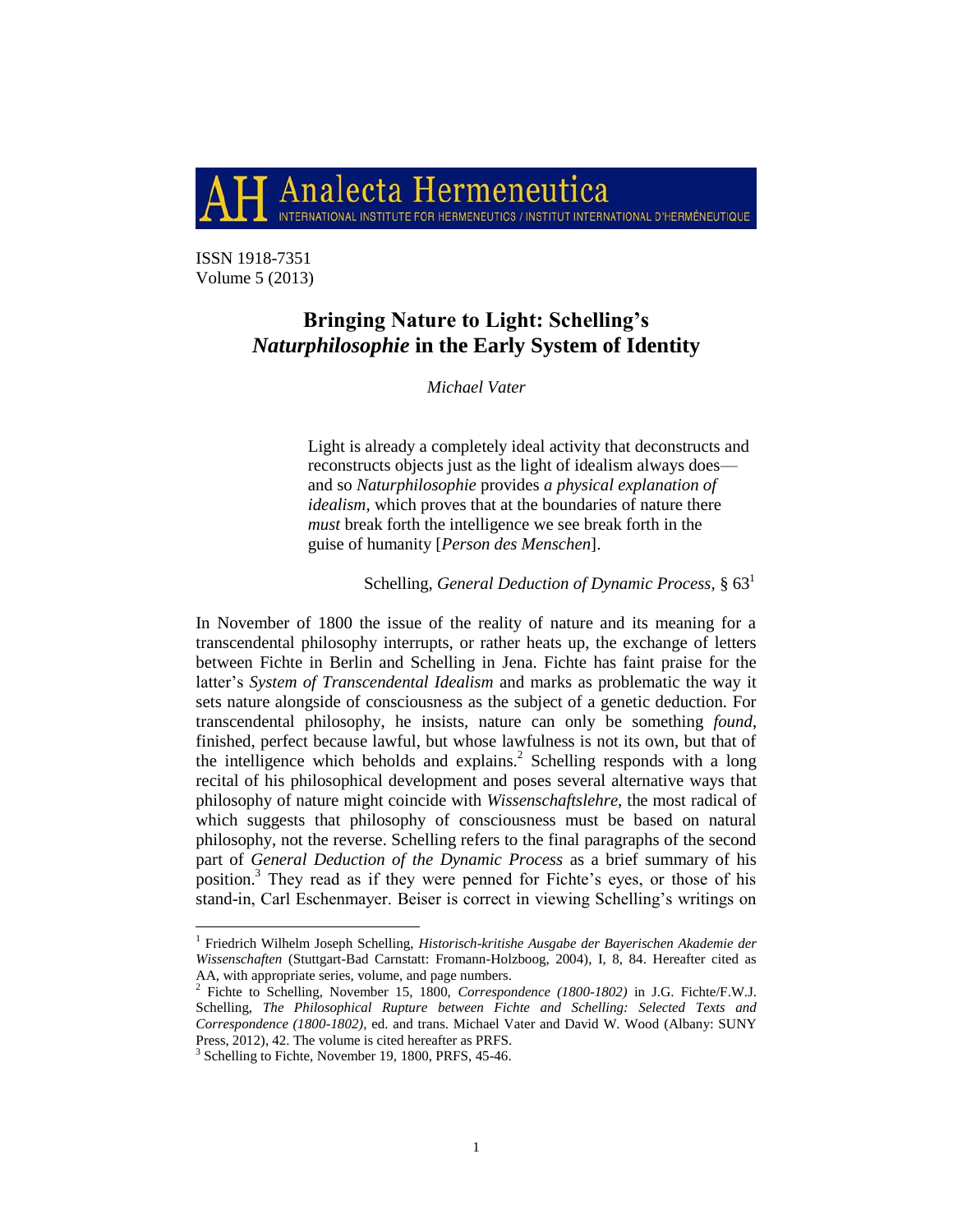# Analecta Hermeneutica

INTERNATIONAL INSTITUTE FOR HERMENEUTICS / INSTITUT INTERNATIONAL D'HERMÉNEUTIQUE

ISSN 1918-7351
Volume 5 (2013)

## Bringing Nature to Light: Schelling's *Naturphilosophie* in the Early System of Identity

*Michael Vater*

> Light is already a completely ideal activity that deconstructs and reconstructs objects just as the light of idealism always does—and so *Naturphilosophie* provides *a physical explanation of idealism*, which proves that at the boundaries of nature there *must* break forth the intelligence we see break forth in the guise of humanity [*Person des Menschen*].
>
> Schelling, *General Deduction of Dynamic Process*, § 63[1]

In November of 1800 the issue of the reality of nature and its meaning for a transcendental philosophy interrupts, or rather heats up, the exchange of letters between Fichte in Berlin and Schelling in Jena. Fichte has faint praise for the latter's *System of Transcendental Idealism* and marks as problematic the way it sets nature alongside of consciousness as the subject of a genetic deduction. For transcendental philosophy, he insists, nature can only be something *found*, finished, perfect because lawful, but whose lawfulness is not its own, but that of the intelligence which beholds and explains.[2] Schelling responds with a long recital of his philosophical development and poses several alternative ways that philosophy of nature might coincide with *Wissenschaftslehre*, the most radical of which suggests that philosophy of consciousness must be based on natural philosophy, not the reverse. Schelling refers to the final paragraphs of the second part of *General Deduction of the Dynamic Process* as a brief summary of his position.[3] They read as if they were penned for Fichte's eyes, or those of his stand-in, Carl Eschenmayer. Beiser is correct in viewing Schelling's writings on

---

[1] Friedrich Wilhelm Joseph Schelling, *Historisch-kritishe Ausgabe der Bayerischen Akademie der Wissenschaften* (Stuttgart-Bad Carnstatt: Fromann-Holzboog, 2004), I, 8, 84. Hereafter cited as AA, with appropriate series, volume, and page numbers.

[2] Fichte to Schelling, November 15, 1800, *Correspondence (1800-1802)* in J.G. Fichte/F.W.J. Schelling, *The Philosophical Rupture between Fichte and Schelling: Selected Texts and Correspondence (1800-1802)*, ed. and trans. Michael Vater and David W. Wood (Albany: SUNY Press, 2012), 42. The volume is cited hereafter as PRFS.

[3] Schelling to Fichte, November 19, 1800, PRFS, 45-46.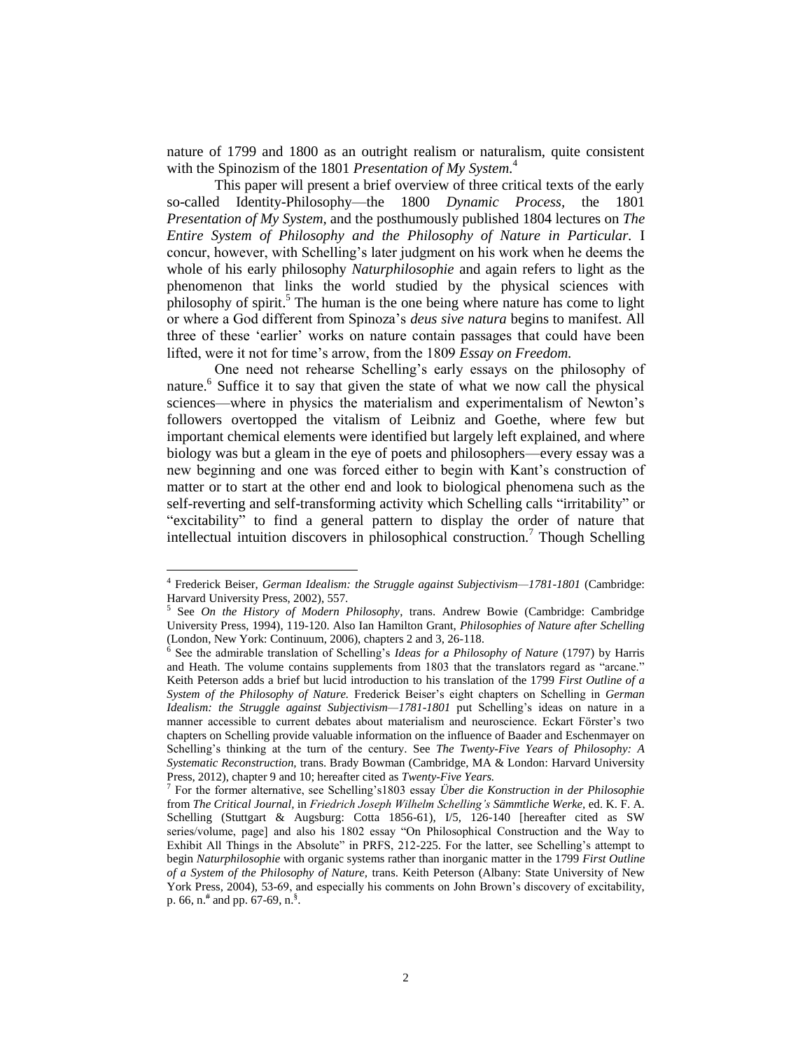nature of 1799 and 1800 as an outright realism or naturalism, quite consistent with the Spinozism of the 1801 *Presentation of My System.*[4]

This paper will present a brief overview of three critical texts of the early so-called Identity-Philosophy—the 1800 *Dynamic Process,* the 1801 *Presentation of My System,* and the posthumously published 1804 lectures on *The Entire System of Philosophy and the Philosophy of Nature in Particular.* I concur, however, with Schelling's later judgment on his work when he deems the whole of his early philosophy *Naturphilosophie* and again refers to light as the phenomenon that links the world studied by the physical sciences with philosophy of spirit.[5] The human is the one being where nature has come to light or where a God different from Spinoza's *deus sive natura* begins to manifest. All three of these 'earlier' works on nature contain passages that could have been lifted, were it not for time's arrow, from the 1809 *Essay on Freedom.*

One need not rehearse Schelling's early essays on the philosophy of nature.[6] Suffice it to say that given the state of what we now call the physical sciences—where in physics the materialism and experimentalism of Newton's followers overtopped the vitalism of Leibniz and Goethe, where few but important chemical elements were identified but largely left explained, and where biology was but a gleam in the eye of poets and philosophers—every essay was a new beginning and one was forced either to begin with Kant's construction of matter or to start at the other end and look to biological phenomena such as the self-reverting and self-transforming activity which Schelling calls "irritability" or "excitability" to find a general pattern to display the order of nature that intellectual intuition discovers in philosophical construction.[7] Though Schelling

---

[4] Frederick Beiser, *German Idealism: the Struggle against Subjectivism—1781-1801* (Cambridge: Harvard University Press, 2002), 557.

[5] See *On the History of Modern Philosophy*, trans. Andrew Bowie (Cambridge: Cambridge University Press, 1994), 119-120. Also Ian Hamilton Grant, *Philosophies of Nature after Schelling* (London, New York: Continuum, 2006), chapters 2 and 3, 26-118.

[6] See the admirable translation of Schelling's *Ideas for a Philosophy of Nature* (1797) by Harris and Heath. The volume contains supplements from 1803 that the translators regard as "arcane." Keith Peterson adds a brief but lucid introduction to his translation of the 1799 *First Outline of a System of the Philosophy of Nature.* Frederick Beiser's eight chapters on Schelling in *German Idealism: the Struggle against Subjectivism—1781-1801* put Schelling's ideas on nature in a manner accessible to current debates about materialism and neuroscience. Eckart Förster's two chapters on Schelling provide valuable information on the influence of Baader and Eschenmayer on Schelling's thinking at the turn of the century. See *The Twenty-Five Years of Philosophy: A Systematic Reconstruction,* trans. Brady Bowman (Cambridge, MA & London: Harvard University Press, 2012), chapter 9 and 10; hereafter cited as *Twenty-Five Years.*

[7] For the former alternative, see Schelling's1803 essay *Über die Konstruction in der Philosophie* from *The Critical Journal,* in *Friedrich Joseph Wilhelm Schelling's Sämmtliche Werke,* ed. K. F. A. Schelling (Stuttgart & Augsburg: Cotta 1856-61), I/5, 126-140 [hereafter cited as SW series/volume, page] and also his 1802 essay "On Philosophical Construction and the Way to Exhibit All Things in the Absolute" in PRFS, 212-225. For the latter, see Schelling's attempt to begin *Naturphilosophie* with organic systems rather than inorganic matter in the 1799 *First Outline of a System of the Philosophy of Nature,* trans. Keith Peterson (Albany: State University of New York Press, 2004), 53-69, and especially his comments on John Brown's discovery of excitability, p. 66, n.# and pp. 67-69, n.§.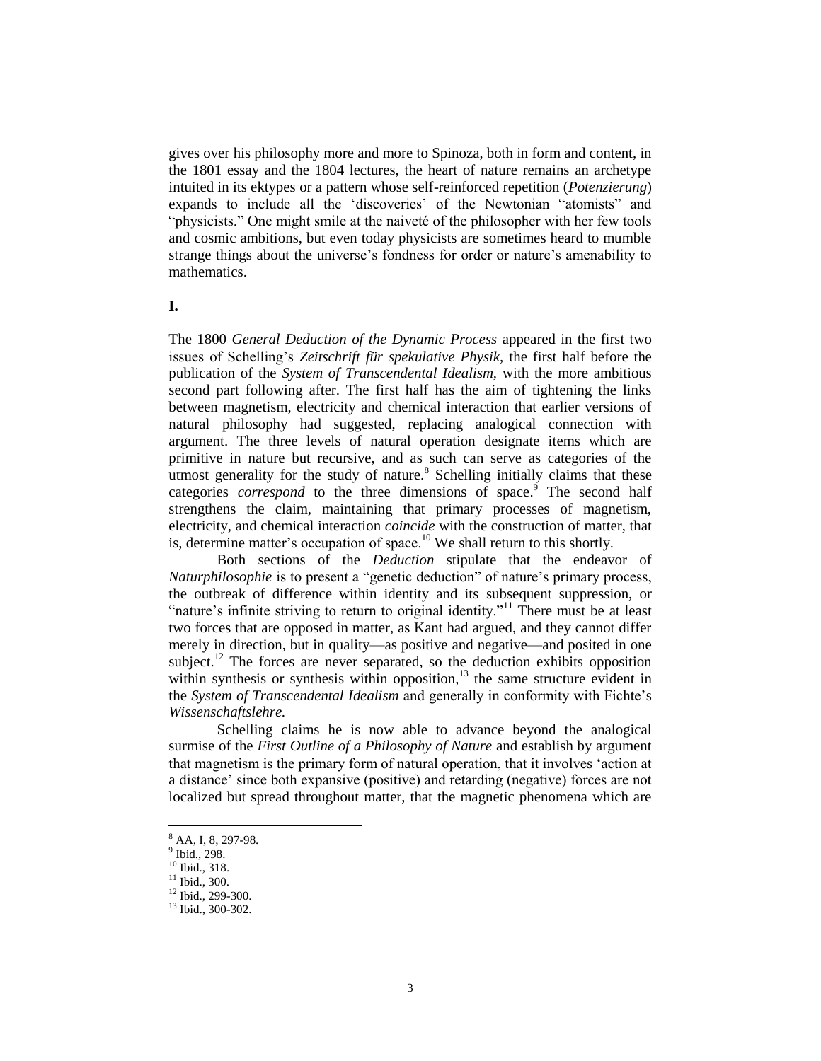gives over his philosophy more and more to Spinoza, both in form and content, in the 1801 essay and the 1804 lectures, the heart of nature remains an archetype intuited in its ektypes or a pattern whose self-reinforced repetition (*Potenzierung*) expands to include all the 'discoveries' of the Newtonian "atomists" and "physicists." One might smile at the naiveté of the philosopher with her few tools and cosmic ambitions, but even today physicists are sometimes heard to mumble strange things about the universe's fondness for order or nature's amenability to mathematics.

**I.**

The 1800 *General Deduction of the Dynamic Process* appeared in the first two issues of Schelling's *Zeitschrift für spekulative Physik*, the first half before the publication of the *System of Transcendental Idealism*, with the more ambitious second part following after. The first half has the aim of tightening the links between magnetism, electricity and chemical interaction that earlier versions of natural philosophy had suggested, replacing analogical connection with argument. The three levels of natural operation designate items which are primitive in nature but recursive, and as such can serve as categories of the utmost generality for the study of nature.[8] Schelling initially claims that these categories *correspond* to the three dimensions of space.[9] The second half strengthens the claim, maintaining that primary processes of magnetism, electricity, and chemical interaction *coincide* with the construction of matter, that is, determine matter's occupation of space.[10] We shall return to this shortly.

Both sections of the *Deduction* stipulate that the endeavor of *Naturphilosophie* is to present a "genetic deduction" of nature's primary process, the outbreak of difference within identity and its subsequent suppression, or "nature's infinite striving to return to original identity."[11] There must be at least two forces that are opposed in matter, as Kant had argued, and they cannot differ merely in direction, but in quality—as positive and negative—and posited in one subject.[12] The forces are never separated, so the deduction exhibits opposition within synthesis or synthesis within opposition,[13] the same structure evident in the *System of Transcendental Idealism* and generally in conformity with Fichte's *Wissenschaftslehre.*

Schelling claims he is now able to advance beyond the analogical surmise of the *First Outline of a Philosophy of Nature* and establish by argument that magnetism is the primary form of natural operation, that it involves 'action at a distance' since both expansive (positive) and retarding (negative) forces are not localized but spread throughout matter, that the magnetic phenomena which are

---

[8] AA, I, 8, 297-98.

[9] Ibid., 298.

[10] Ibid., 318.

[11] Ibid., 300.

[12] Ibid., 299-300.

[13] Ibid., 300-302.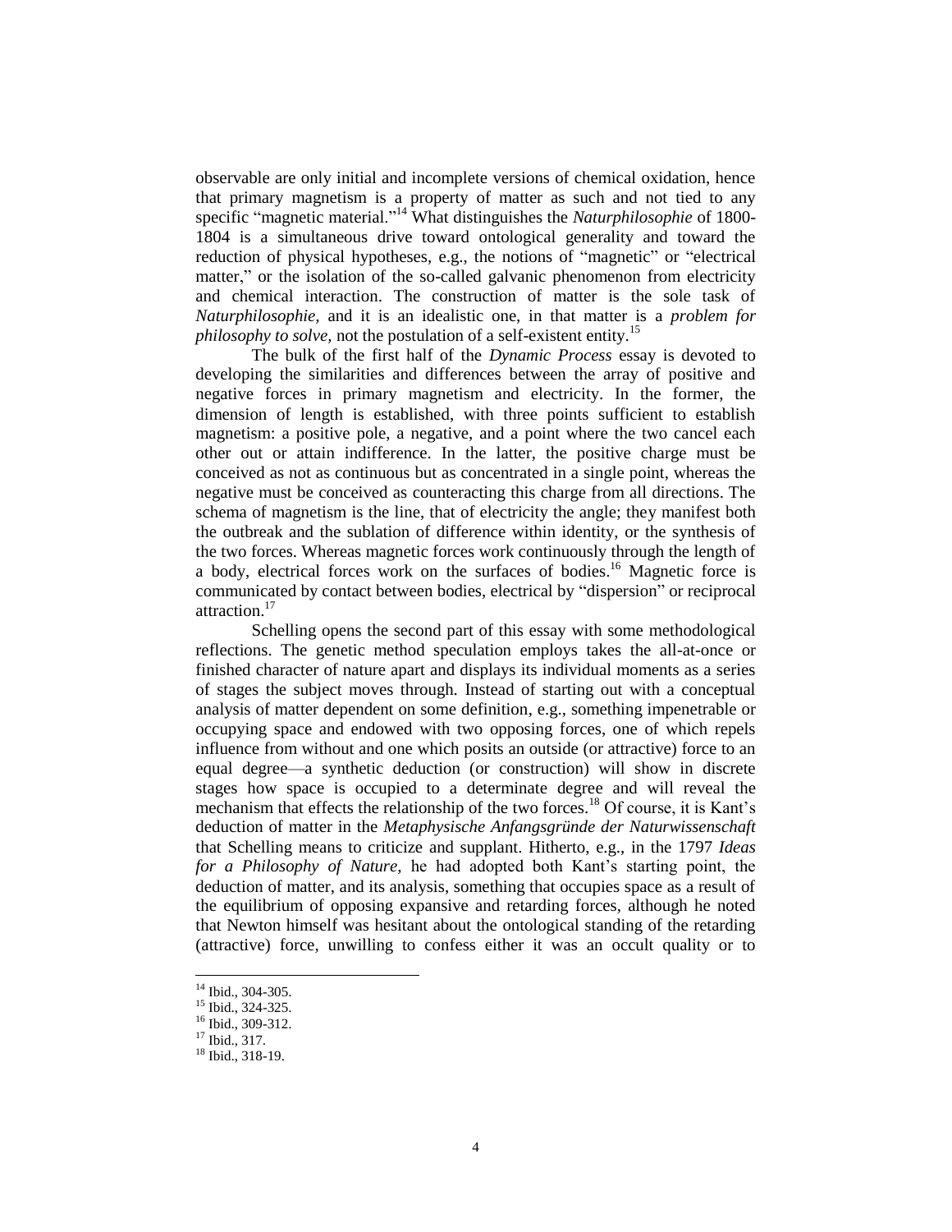observable are only initial and incomplete versions of chemical oxidation, hence that primary magnetism is a property of matter as such and not tied to any specific "magnetic material."[14] What distinguishes the *Naturphilosophie* of 1800-1804 is a simultaneous drive toward ontological generality and toward the reduction of physical hypotheses, e.g., the notions of "magnetic" or "electrical matter," or the isolation of the so-called galvanic phenomenon from electricity and chemical interaction. The construction of matter is the sole task of *Naturphilosophie*, and it is an idealistic one, in that matter is a *problem for philosophy to solve*, not the postulation of a self-existent entity.[15]

The bulk of the first half of the *Dynamic Process* essay is devoted to developing the similarities and differences between the array of positive and negative forces in primary magnetism and electricity. In the former, the dimension of length is established, with three points sufficient to establish magnetism: a positive pole, a negative, and a point where the two cancel each other out or attain indifference. In the latter, the positive charge must be conceived as not as continuous but as concentrated in a single point, whereas the negative must be conceived as counteracting this charge from all directions. The schema of magnetism is the line, that of electricity the angle; they manifest both the outbreak and the sublation of difference within identity, or the synthesis of the two forces. Whereas magnetic forces work continuously through the length of a body, electrical forces work on the surfaces of bodies.[16] Magnetic force is communicated by contact between bodies, electrical by "dispersion" or reciprocal attraction.[17]

Schelling opens the second part of this essay with some methodological reflections. The genetic method speculation employs takes the all-at-once or finished character of nature apart and displays its individual moments as a series of stages the subject moves through. Instead of starting out with a conceptual analysis of matter dependent on some definition, e.g., something impenetrable or occupying space and endowed with two opposing forces, one of which repels influence from without and one which posits an outside (or attractive) force to an equal degree—a synthetic deduction (or construction) will show in discrete stages how space is occupied to a determinate degree and will reveal the mechanism that effects the relationship of the two forces.[18] Of course, it is Kant's deduction of matter in the *Metaphysische Anfangsgründe der Naturwissenschaft* that Schelling means to criticize and supplant. Hitherto, e.g., in the 1797 *Ideas for a Philosophy of Nature*, he had adopted both Kant's starting point, the deduction of matter, and its analysis, something that occupies space as a result of the equilibrium of opposing expansive and retarding forces, although he noted that Newton himself was hesitant about the ontological standing of the retarding (attractive) force, unwilling to confess either it was an occult quality or to

---

[14] Ibid., 304-305.

[15] Ibid., 324-325.

[16] Ibid., 309-312.

[17] Ibid., 317.

[18] Ibid., 318-19.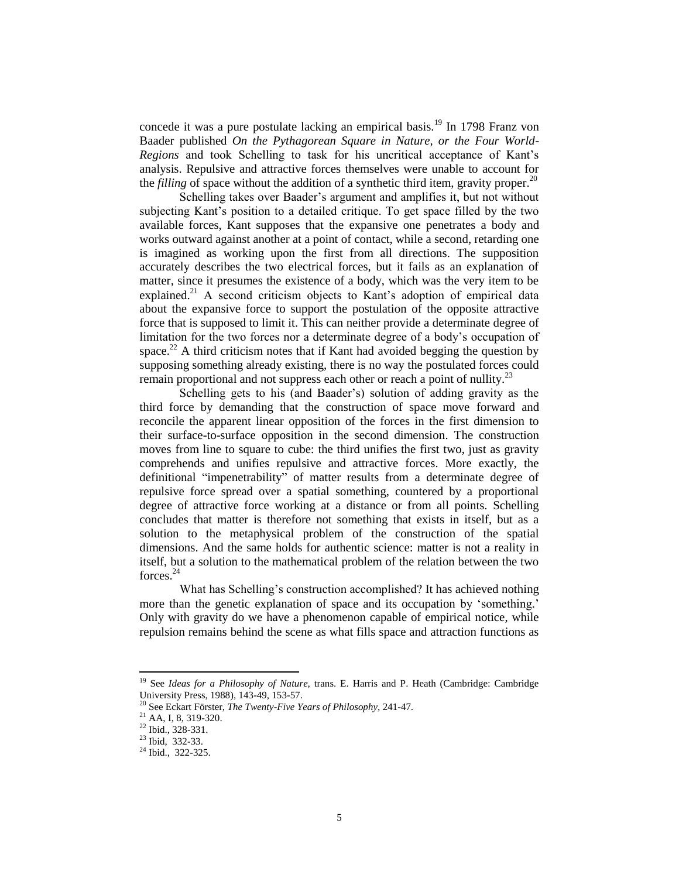concede it was a pure postulate lacking an empirical basis.[19] In 1798 Franz von Baader published *On the Pythagorean Square in Nature, or the Four World-Regions* and took Schelling to task for his uncritical acceptance of Kant's analysis. Repulsive and attractive forces themselves were unable to account for the *filling* of space without the addition of a synthetic third item, gravity proper.[20]

Schelling takes over Baader's argument and amplifies it, but not without subjecting Kant's position to a detailed critique. To get space filled by the two available forces, Kant supposes that the expansive one penetrates a body and works outward against another at a point of contact, while a second, retarding one is imagined as working upon the first from all directions. The supposition accurately describes the two electrical forces, but it fails as an explanation of matter, since it presumes the existence of a body, which was the very item to be explained.[21] A second criticism objects to Kant's adoption of empirical data about the expansive force to support the postulation of the opposite attractive force that is supposed to limit it. This can neither provide a determinate degree of limitation for the two forces nor a determinate degree of a body's occupation of space.[22] A third criticism notes that if Kant had avoided begging the question by supposing something already existing, there is no way the postulated forces could remain proportional and not suppress each other or reach a point of nullity.[23]

Schelling gets to his (and Baader's) solution of adding gravity as the third force by demanding that the construction of space move forward and reconcile the apparent linear opposition of the forces in the first dimension to their surface-to-surface opposition in the second dimension. The construction moves from line to square to cube: the third unifies the first two, just as gravity comprehends and unifies repulsive and attractive forces. More exactly, the definitional "impenetrability" of matter results from a determinate degree of repulsive force spread over a spatial something, countered by a proportional degree of attractive force working at a distance or from all points. Schelling concludes that matter is therefore not something that exists in itself, but as a solution to the metaphysical problem of the construction of the spatial dimensions. And the same holds for authentic science: matter is not a reality in itself, but a solution to the mathematical problem of the relation between the two forces.[24]

What has Schelling's construction accomplished? It has achieved nothing more than the genetic explanation of space and its occupation by 'something.' Only with gravity do we have a phenomenon capable of empirical notice, while repulsion remains behind the scene as what fills space and attraction functions as

---

[19] See *Ideas for a Philosophy of Nature,* trans. E. Harris and P. Heath (Cambridge: Cambridge University Press, 1988), 143-49, 153-57.

[20] See Eckart Förster, *The Twenty-Five Years of Philosophy,* 241-47.

[21] AA, I, 8, 319-320.

[22] Ibid., 328-331.

[23] Ibid, 332-33.

[24] Ibid., 322-325.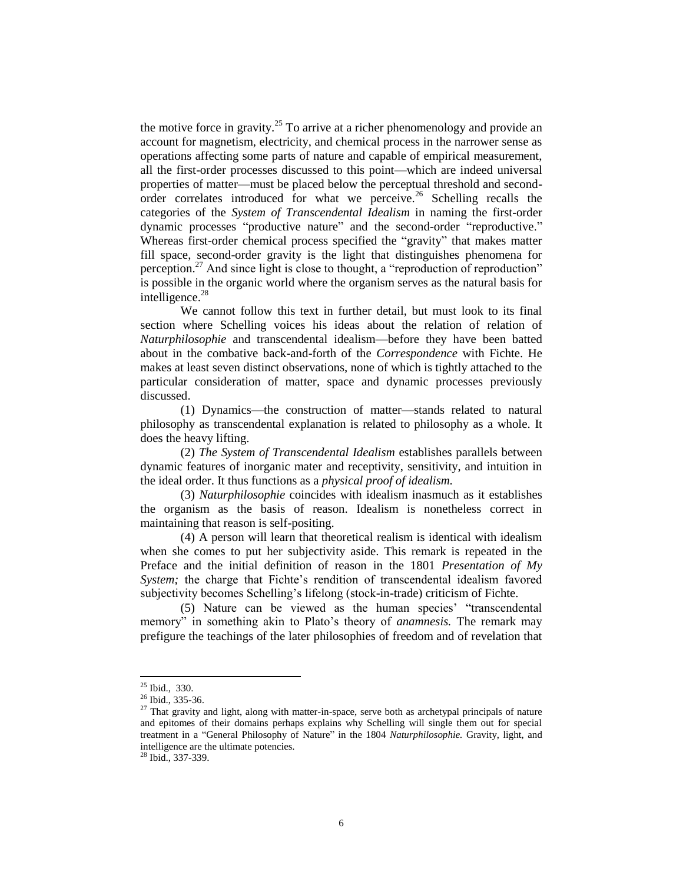the motive force in gravity.[25] To arrive at a richer phenomenology and provide an account for magnetism, electricity, and chemical process in the narrower sense as operations affecting some parts of nature and capable of empirical measurement, all the first-order processes discussed to this point—which are indeed universal properties of matter—must be placed below the perceptual threshold and second-order correlates introduced for what we perceive.[26] Schelling recalls the categories of the *System of Transcendental Idealism* in naming the first-order dynamic processes "productive nature" and the second-order "reproductive." Whereas first-order chemical process specified the "gravity" that makes matter fill space, second-order gravity is the light that distinguishes phenomena for perception.[27] And since light is close to thought, a "reproduction of reproduction" is possible in the organic world where the organism serves as the natural basis for intelligence.[28]

We cannot follow this text in further detail, but must look to its final section where Schelling voices his ideas about the relation of relation of *Naturphilosophie* and transcendental idealism—before they have been batted about in the combative back-and-forth of the *Correspondence* with Fichte. He makes at least seven distinct observations, none of which is tightly attached to the particular consideration of matter, space and dynamic processes previously discussed.

(1) Dynamics—the construction of matter—stands related to natural philosophy as transcendental explanation is related to philosophy as a whole. It does the heavy lifting.

(2) *The System of Transcendental Idealism* establishes parallels between dynamic features of inorganic mater and receptivity, sensitivity, and intuition in the ideal order. It thus functions as a *physical proof of idealism.*

(3) *Naturphilosophie* coincides with idealism inasmuch as it establishes the organism as the basis of reason. Idealism is nonetheless correct in maintaining that reason is self-positing.

(4) A person will learn that theoretical realism is identical with idealism when she comes to put her subjectivity aside. This remark is repeated in the Preface and the initial definition of reason in the 1801 *Presentation of My System;* the charge that Fichte's rendition of transcendental idealism favored subjectivity becomes Schelling's lifelong (stock-in-trade) criticism of Fichte.

(5) Nature can be viewed as the human species' "transcendental memory" in something akin to Plato's theory of *anamnesis.* The remark may prefigure the teachings of the later philosophies of freedom and of revelation that

---

[25] Ibid., 330.

[26] Ibid., 335-36.

[27] That gravity and light, along with matter-in-space, serve both as archetypal principals of nature and epitomes of their domains perhaps explains why Schelling will single them out for special treatment in a "General Philosophy of Nature" in the 1804 *Naturphilosophie.* Gravity, light, and intelligence are the ultimate potencies.

[28] Ibid., 337-339.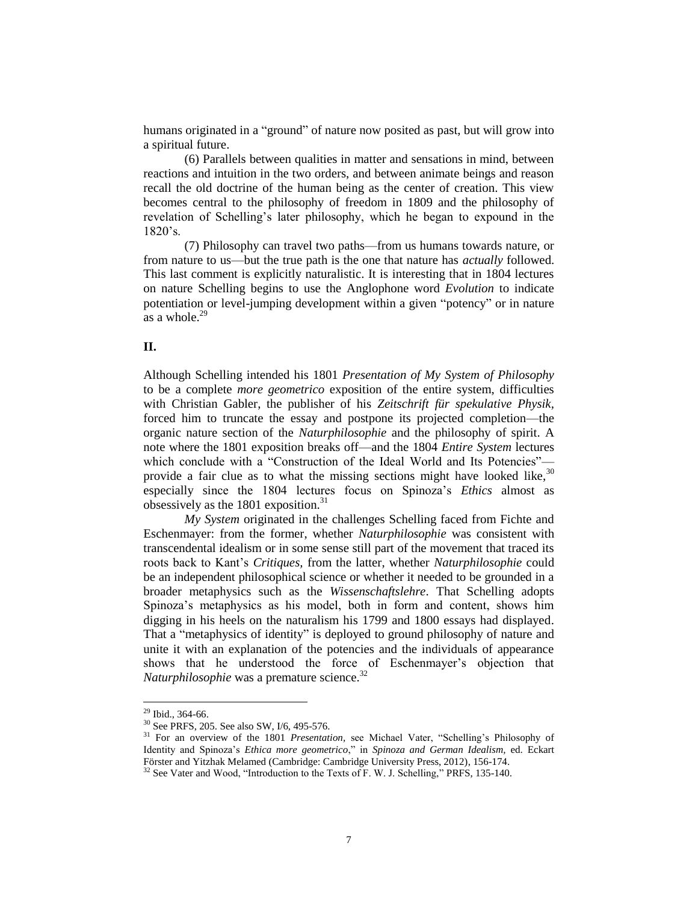humans originated in a "ground" of nature now posited as past, but will grow into a spiritual future.

(6) Parallels between qualities in matter and sensations in mind, between reactions and intuition in the two orders, and between animate beings and reason recall the old doctrine of the human being as the center of creation. This view becomes central to the philosophy of freedom in 1809 and the philosophy of revelation of Schelling's later philosophy, which he began to expound in the 1820's.

(7) Philosophy can travel two paths—from us humans towards nature, or from nature to us—but the true path is the one that nature has *actually* followed. This last comment is explicitly naturalistic. It is interesting that in 1804 lectures on nature Schelling begins to use the Anglophone word *Evolution* to indicate potentiation or level-jumping development within a given "potency" or in nature as a whole.[29]

## II.

Although Schelling intended his 1801 *Presentation of My System of Philosophy* to be a complete *more geometrico* exposition of the entire system, difficulties with Christian Gabler, the publisher of his *Zeitschrift für spekulative Physik*, forced him to truncate the essay and postpone its projected completion—the organic nature section of the *Naturphilosophie* and the philosophy of spirit. A note where the 1801 exposition breaks off—and the 1804 *Entire System* lectures which conclude with a "Construction of the Ideal World and Its Potencies"—provide a fair clue as to what the missing sections might have looked like,[30] especially since the 1804 lectures focus on Spinoza's *Ethics* almost as obsessively as the 1801 exposition.[31]

*My System* originated in the challenges Schelling faced from Fichte and Eschenmayer: from the former, whether *Naturphilosophie* was consistent with transcendental idealism or in some sense still part of the movement that traced its roots back to Kant's *Critiques,* from the latter, whether *Naturphilosophie* could be an independent philosophical science or whether it needed to be grounded in a broader metaphysics such as the *Wissenschaftslehre*. That Schelling adopts Spinoza's metaphysics as his model, both in form and content, shows him digging in his heels on the naturalism his 1799 and 1800 essays had displayed. That a "metaphysics of identity" is deployed to ground philosophy of nature and unite it with an explanation of the potencies and the individuals of appearance shows that he understood the force of Eschenmayer's objection that *Naturphilosophie* was a premature science.[32]

---

[29] Ibid., 364-66.

[30] See PRFS, 205. See also SW, I/6, 495-576.

[31] For an overview of the 1801 *Presentation*, see Michael Vater, "Schelling's Philosophy of Identity and Spinoza's *Ethica more geometrico*," in *Spinoza and German Idealism,* ed. Eckart Förster and Yitzhak Melamed (Cambridge: Cambridge University Press, 2012), 156-174.

[32] See Vater and Wood, "Introduction to the Texts of F. W. J. Schelling," PRFS, 135-140.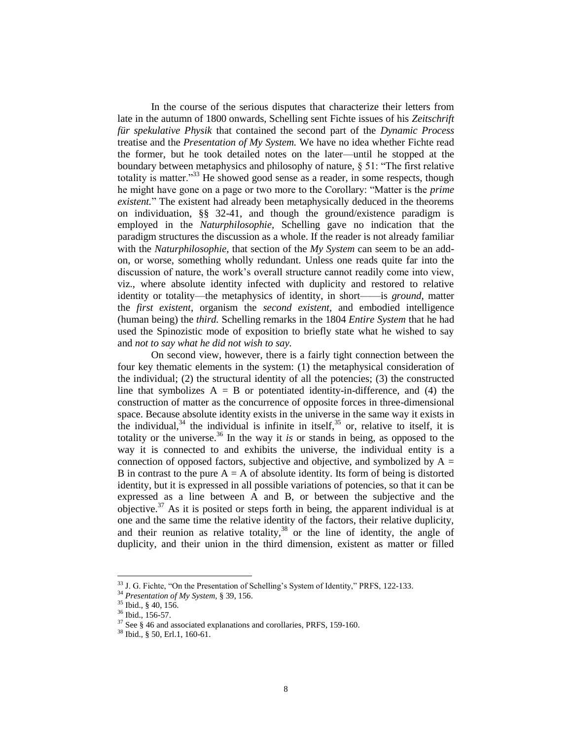In the course of the serious disputes that characterize their letters from late in the autumn of 1800 onwards, Schelling sent Fichte issues of his *Zeitschrift für spekulative Physik* that contained the second part of the *Dynamic Process* treatise and the *Presentation of My System.* We have no idea whether Fichte read the former, but he took detailed notes on the later—until he stopped at the boundary between metaphysics and philosophy of nature, § 51: "The first relative totality is matter."[33] He showed good sense as a reader, in some respects, though he might have gone on a page or two more to the Corollary: "Matter is the *prime existent.*" The existent had already been metaphysically deduced in the theorems on individuation, §§ 32-41, and though the ground/existence paradigm is employed in the *Naturphilosophie*, Schelling gave no indication that the paradigm structures the discussion as a whole. If the reader is not already familiar with the *Naturphilosophie*, that section of the *My System* can seem to be an add-on, or worse, something wholly redundant. Unless one reads quite far into the discussion of nature, the work's overall structure cannot readily come into view, viz., where absolute identity infected with duplicity and restored to relative identity or totality—the metaphysics of identity, in short——is *ground*, matter the *first existent*, organism the *second existent*, and embodied intelligence (human being) the *third.* Schelling remarks in the 1804 *Entire System* that he had used the Spinozistic mode of exposition to briefly state what he wished to say and *not to say what he did not wish to say.*

On second view, however, there is a fairly tight connection between the four key thematic elements in the system: (1) the metaphysical consideration of the individual; (2) the structural identity of all the potencies; (3) the constructed line that symbolizes $A = B$ or potentiated identity-in-difference, and (4) the construction of matter as the concurrence of opposite forces in three-dimensional space. Because absolute identity exists in the universe in the same way it exists in the individual,[34] the individual is infinite in itself,[35] or, relative to itself, it is totality or the universe.[36] In the way it *is* or stands in being, as opposed to the way it is connected to and exhibits the universe, the individual entity is a connection of opposed factors, subjective and objective, and symbolized by $A = B$ in contrast to the pure $A = A$ of absolute identity. Its form of being is distorted identity, but it is expressed in all possible variations of potencies, so that it can be expressed as a line between A and B, or between the subjective and the objective.[37] As it is posited or steps forth in being, the apparent individual is at one and the same time the relative identity of the factors, their relative duplicity, and their reunion as relative totality,[38] or the line of identity, the angle of duplicity, and their union in the third dimension, existent as matter or filled

---

[33] J. G. Fichte, "On the Presentation of Schelling's System of Identity," PRFS, 122-133.

[34] *Presentation of My System,* § 39, 156.

[35] Ibid., § 40, 156.

[36] Ibid., 156-57.

[37] See § 46 and associated explanations and corollaries, PRFS, 159-160.

[38] Ibid., § 50, Erl.1, 160-61.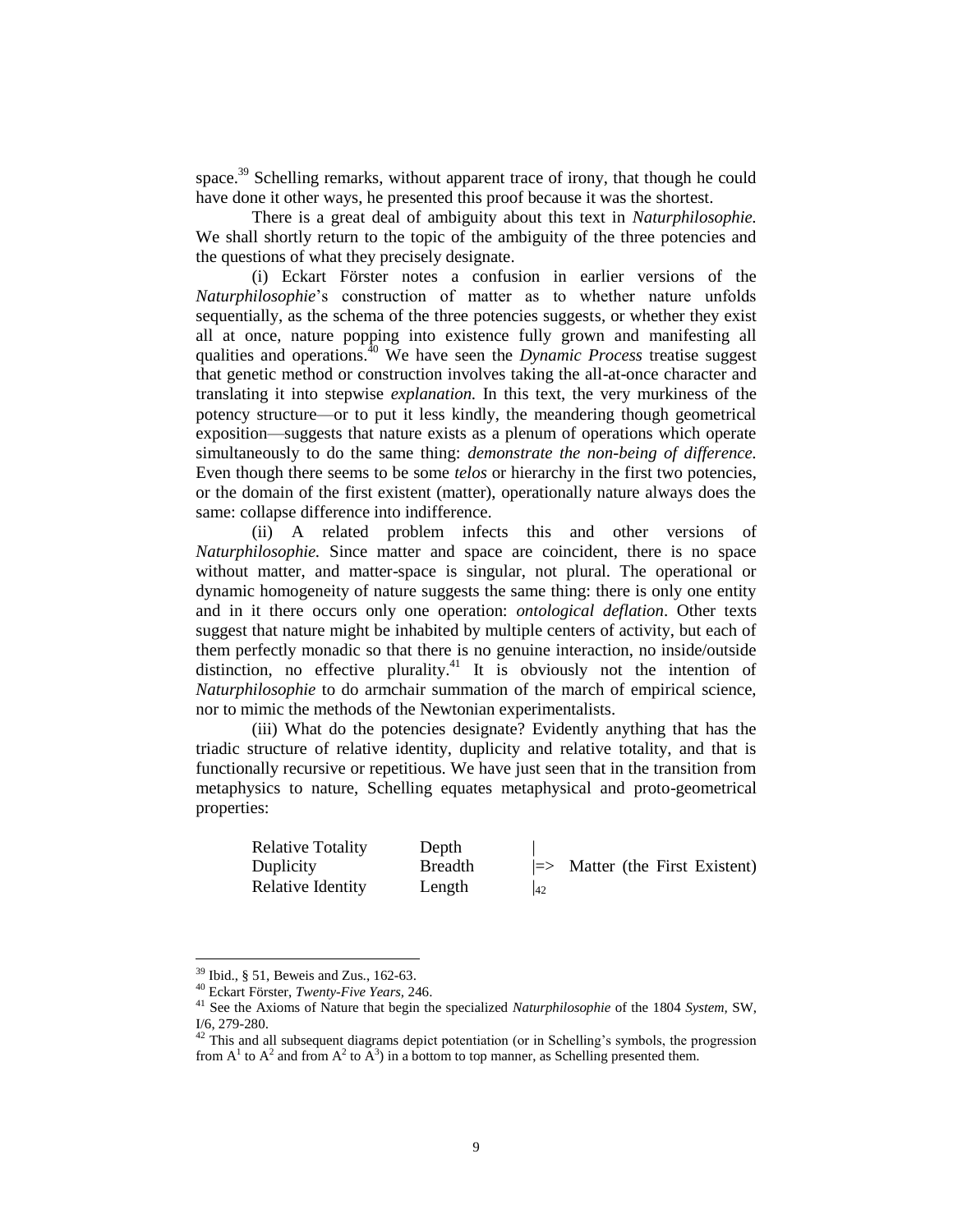space.[39] Schelling remarks, without apparent trace of irony, that though he could have done it other ways, he presented this proof because it was the shortest.

There is a great deal of ambiguity about this text in *Naturphilosophie.* We shall shortly return to the topic of the ambiguity of the three potencies and the questions of what they precisely designate.

(i) Eckart Förster notes a confusion in earlier versions of the *Naturphilosophie*'s construction of matter as to whether nature unfolds sequentially, as the schema of the three potencies suggests, or whether they exist all at once, nature popping into existence fully grown and manifesting all qualities and operations.[40] We have seen the *Dynamic Process* treatise suggest that genetic method or construction involves taking the all-at-once character and translating it into stepwise *explanation.* In this text, the very murkiness of the potency structure—or to put it less kindly, the meandering though geometrical exposition—suggests that nature exists as a plenum of operations which operate simultaneously to do the same thing: *demonstrate the non-being of difference.* Even though there seems to be some *telos* or hierarchy in the first two potencies, or the domain of the first existent (matter), operationally nature always does the same: collapse difference into indifference.

(ii) A related problem infects this and other versions of *Naturphilosophie.* Since matter and space are coincident, there is no space without matter, and matter-space is singular, not plural. The operational or dynamic homogeneity of nature suggests the same thing: there is only one entity and in it there occurs only one operation: *ontological deflation*. Other texts suggest that nature might be inhabited by multiple centers of activity, but each of them perfectly monadic so that there is no genuine interaction, no inside/outside distinction, no effective plurality.[41] It is obviously not the intention of *Naturphilosophie* to do armchair summation of the march of empirical science, nor to mimic the methods of the Newtonian experimentalists.

(iii) What do the potencies designate? Evidently anything that has the triadic structure of relative identity, duplicity and relative totality, and that is functionally recursive or repetitious. We have just seen that in the transition from metaphysics to nature, Schelling equates metaphysical and proto-geometrical properties:

| | | | |
|---|---|---|---|
| Relative Totality | Depth | \| | |
| Duplicity | Breadth | \|=> | Matter (the First Existent) |
| Relative Identity | Length | \|[42] | |

[39] Ibid., § 51, Beweis and Zus., 162-63.

[40] Eckart Förster, *Twenty-Five Years,* 246.

[41] See the Axioms of Nature that begin the specialized *Naturphilosophie* of the 1804 *System,* SW, I/6, 279-280.

[42] This and all subsequent diagrams depict potentiation (or in Schelling's symbols, the progression from $A^1$ to $A^2$ and from $A^2$ to $A^3$) in a bottom to top manner, as Schelling presented them.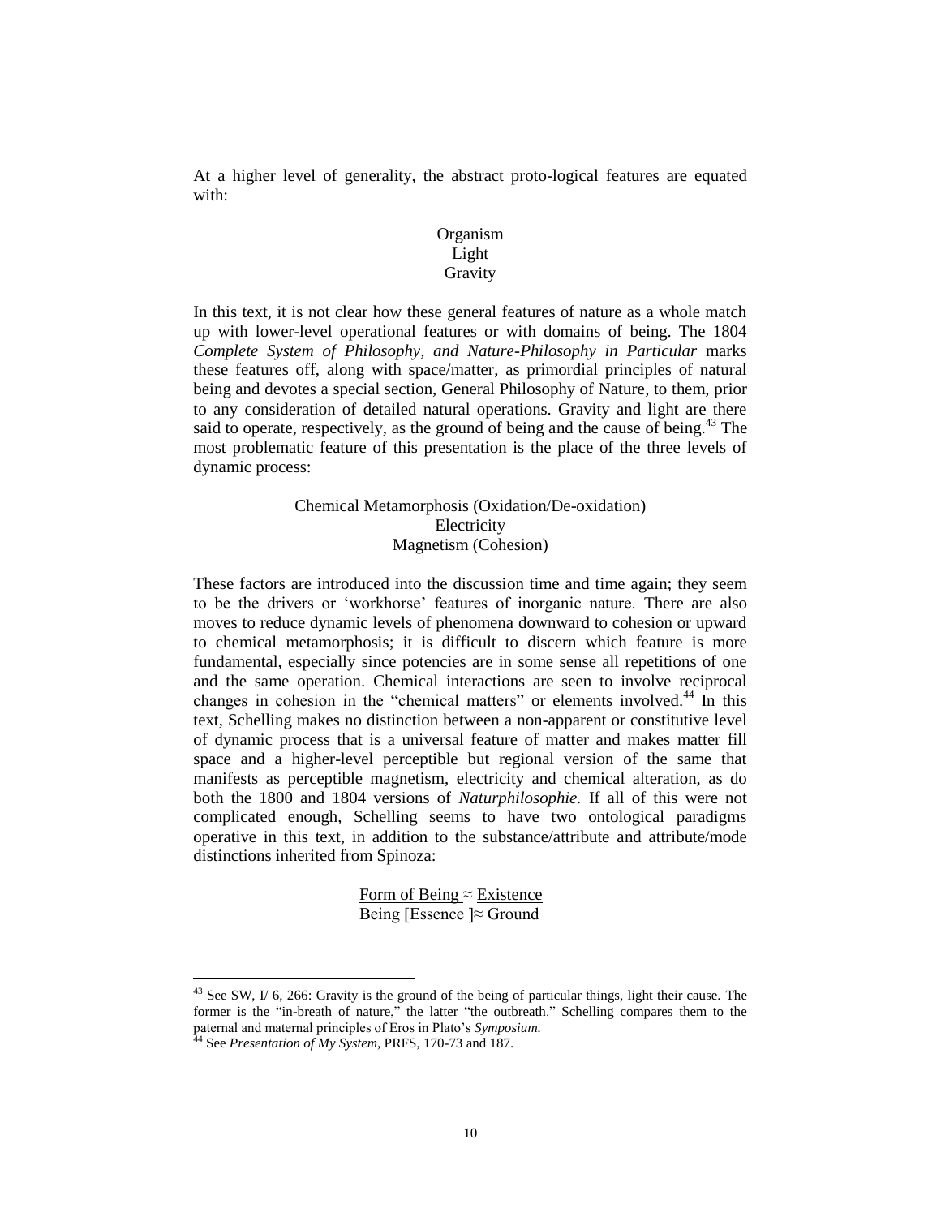At a higher level of generality, the abstract proto-logical features are equated with:

Organism
Light
Gravity

In this text, it is not clear how these general features of nature as a whole match up with lower-level operational features or with domains of being. The 1804 *Complete System of Philosophy, and Nature-Philosophy in Particular* marks these features off, along with space/matter, as primordial principles of natural being and devotes a special section, General Philosophy of Nature, to them, prior to any consideration of detailed natural operations. Gravity and light are there said to operate, respectively, as the ground of being and the cause of being.[43] The most problematic feature of this presentation is the place of the three levels of dynamic process:

Chemical Metamorphosis (Oxidation/De-oxidation)
Electricity
Magnetism (Cohesion)

These factors are introduced into the discussion time and time again; they seem to be the drivers or 'workhorse' features of inorganic nature. There are also moves to reduce dynamic levels of phenomena downward to cohesion or upward to chemical metamorphosis; it is difficult to discern which feature is more fundamental, especially since potencies are in some sense all repetitions of one and the same operation. Chemical interactions are seen to involve reciprocal changes in cohesion in the "chemical matters" or elements involved.[44] In this text, Schelling makes no distinction between a non-apparent or constitutive level of dynamic process that is a universal feature of matter and makes matter fill space and a higher-level perceptible but regional version of the same that manifests as perceptible magnetism, electricity and chemical alteration, as do both the 1800 and 1804 versions of *Naturphilosophie.* If all of this were not complicated enough, Schelling seems to have two ontological paradigms operative in this text, in addition to the substance/attribute and attribute/mode distinctions inherited from Spinoza:

<u>Form of Being</u> ≈ <u>Existence</u>
Being [Essence ]≈ Ground

---

[43] See SW, I/ 6, 266: Gravity is the ground of the being of particular things, light their cause. The former is the "in-breath of nature," the latter "the outbreath." Schelling compares them to the paternal and maternal principles of Eros in Plato's *Symposium.*

[44] See *Presentation of My System*, PRFS, 170-73 and 187.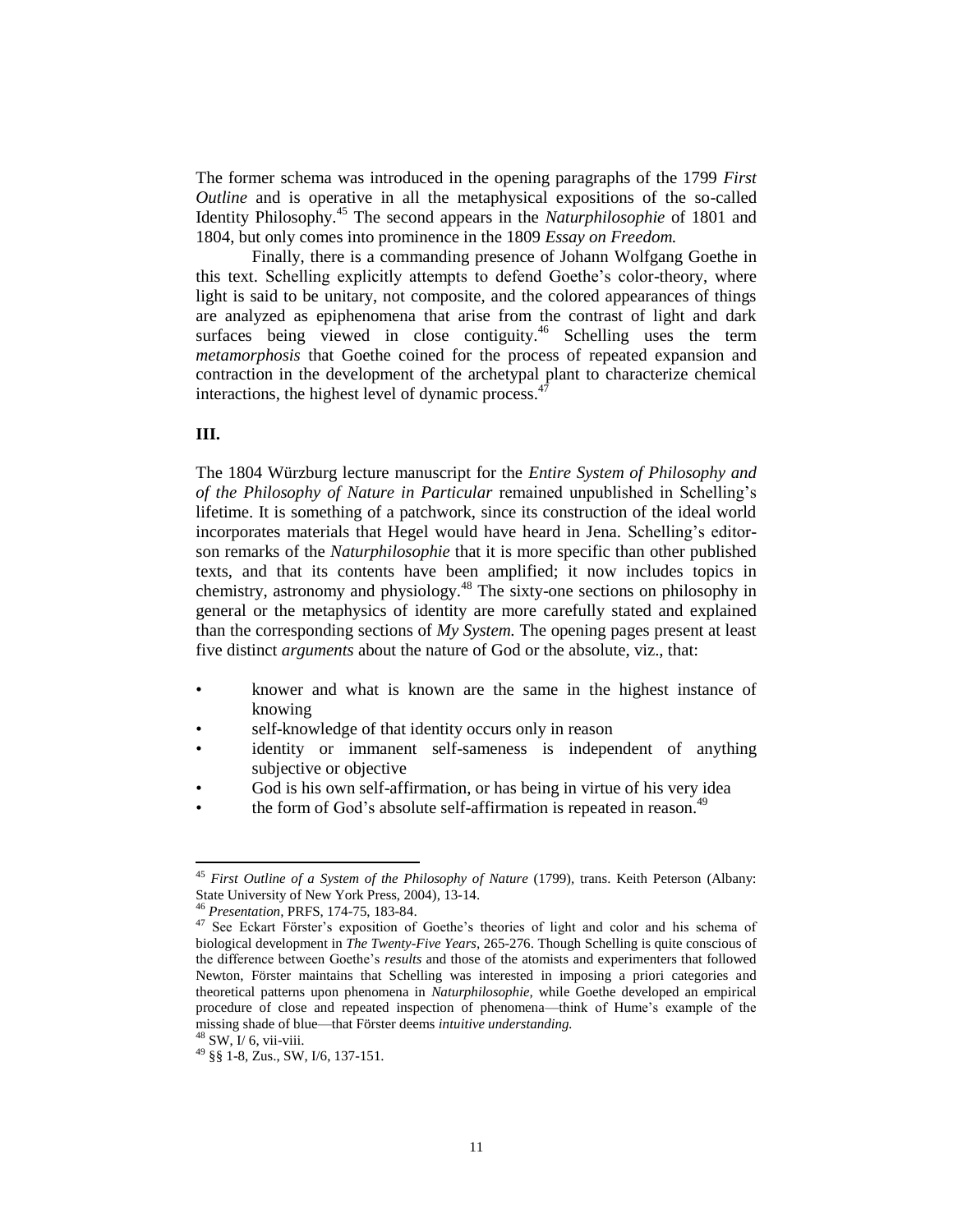The former schema was introduced in the opening paragraphs of the 1799 *First Outline* and is operative in all the metaphysical expositions of the so-called Identity Philosophy.[45] The second appears in the *Naturphilosophie* of 1801 and 1804, but only comes into prominence in the 1809 *Essay on Freedom.*

Finally, there is a commanding presence of Johann Wolfgang Goethe in this text. Schelling explicitly attempts to defend Goethe's color-theory, where light is said to be unitary, not composite, and the colored appearances of things are analyzed as epiphenomena that arise from the contrast of light and dark surfaces being viewed in close contiguity.[46] Schelling uses the term *metamorphosis* that Goethe coined for the process of repeated expansion and contraction in the development of the archetypal plant to characterize chemical interactions, the highest level of dynamic process.[47]

## III.

The 1804 Würzburg lecture manuscript for the *Entire System of Philosophy and of the Philosophy of Nature in Particular* remained unpublished in Schelling's lifetime. It is something of a patchwork, since its construction of the ideal world incorporates materials that Hegel would have heard in Jena. Schelling's editor-son remarks of the *Naturphilosophie* that it is more specific than other published texts, and that its contents have been amplified; it now includes topics in chemistry, astronomy and physiology.[48] The sixty-one sections on philosophy in general or the metaphysics of identity are more carefully stated and explained than the corresponding sections of *My System.* The opening pages present at least five distinct *arguments* about the nature of God or the absolute, viz., that:

- knower and what is known are the same in the highest instance of knowing
- self-knowledge of that identity occurs only in reason
- identity or immanent self-sameness is independent of anything subjective or objective
- God is his own self-affirmation, or has being in virtue of his very idea
- the form of God's absolute self-affirmation is repeated in reason.[49]

---

[45] *First Outline of a System of the Philosophy of Nature* (1799), trans. Keith Peterson (Albany: State University of New York Press, 2004), 13-14.

[46] *Presentation,* PRFS, 174-75, 183-84.

[47] See Eckart Förster's exposition of Goethe's theories of light and color and his schema of biological development in *The Twenty-Five Years,* 265-276. Though Schelling is quite conscious of the difference between Goethe's *results* and those of the atomists and experimenters that followed Newton, Förster maintains that Schelling was interested in imposing a priori categories and theoretical patterns upon phenomena in *Naturphilosophie,* while Goethe developed an empirical procedure of close and repeated inspection of phenomena—think of Hume's example of the missing shade of blue—that Förster deems *intuitive understanding.*

[48] SW, I/ 6, vii-viii.

[49] §§ 1-8, Zus., SW, I/6, 137-151.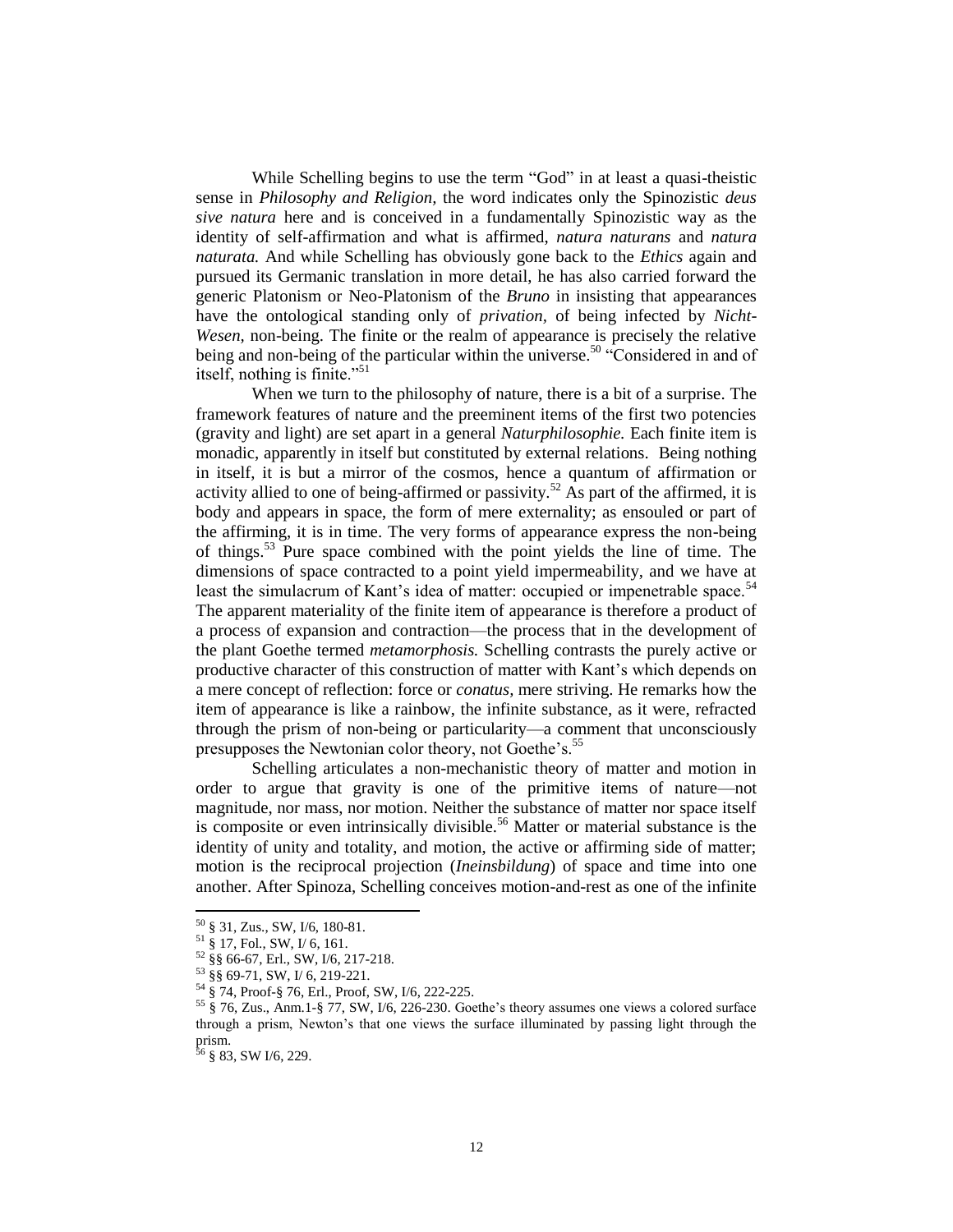While Schelling begins to use the term "God" in at least a quasi-theistic sense in *Philosophy and Religion*, the word indicates only the Spinozistic *deus sive natura* here and is conceived in a fundamentally Spinozistic way as the identity of self-affirmation and what is affirmed, *natura naturans* and *natura naturata.* And while Schelling has obviously gone back to the *Ethics* again and pursued its Germanic translation in more detail, he has also carried forward the generic Platonism or Neo-Platonism of the *Bruno* in insisting that appearances have the ontological standing only of *privation*, of being infected by *Nicht-Wesen*, non-being. The finite or the realm of appearance is precisely the relative being and non-being of the particular within the universe.[50] "Considered in and of itself, nothing is finite."[51]

When we turn to the philosophy of nature, there is a bit of a surprise. The framework features of nature and the preeminent items of the first two potencies (gravity and light) are set apart in a general *Naturphilosophie.* Each finite item is monadic, apparently in itself but constituted by external relations. Being nothing in itself, it is but a mirror of the cosmos, hence a quantum of affirmation or activity allied to one of being-affirmed or passivity.[52] As part of the affirmed, it is body and appears in space, the form of mere externality; as ensouled or part of the affirming, it is in time. The very forms of appearance express the non-being of things.[53] Pure space combined with the point yields the line of time. The dimensions of space contracted to a point yield impermeability, and we have at least the simulacrum of Kant's idea of matter: occupied or impenetrable space.[54] The apparent materiality of the finite item of appearance is therefore a product of a process of expansion and contraction—the process that in the development of the plant Goethe termed *metamorphosis.* Schelling contrasts the purely active or productive character of this construction of matter with Kant's which depends on a mere concept of reflection: force or *conatus*, mere striving. He remarks how the item of appearance is like a rainbow, the infinite substance, as it were, refracted through the prism of non-being or particularity—a comment that unconsciously presupposes the Newtonian color theory, not Goethe's.[55]

Schelling articulates a non-mechanistic theory of matter and motion in order to argue that gravity is one of the primitive items of nature—not magnitude, nor mass, nor motion. Neither the substance of matter nor space itself is composite or even intrinsically divisible.[56] Matter or material substance is the identity of unity and totality, and motion, the active or affirming side of matter; motion is the reciprocal projection (*Ineinsbildung*) of space and time into one another. After Spinoza, Schelling conceives motion-and-rest as one of the infinite

---

[50] § 31, Zus., SW, I/6, 180-81.

[51] § 17, Fol., SW, I/ 6, 161.

[52] §§ 66-67, Erl., SW, I/6, 217-218.

[53] §§ 69-71, SW, I/ 6, 219-221.

[54] § 74, Proof-§ 76, Erl., Proof, SW, I/6, 222-225.

[55] § 76, Zus., Anm.1-§ 77, SW, I/6, 226-230. Goethe's theory assumes one views a colored surface through a prism, Newton's that one views the surface illuminated by passing light through the prism.

[56] § 83, SW I/6, 229.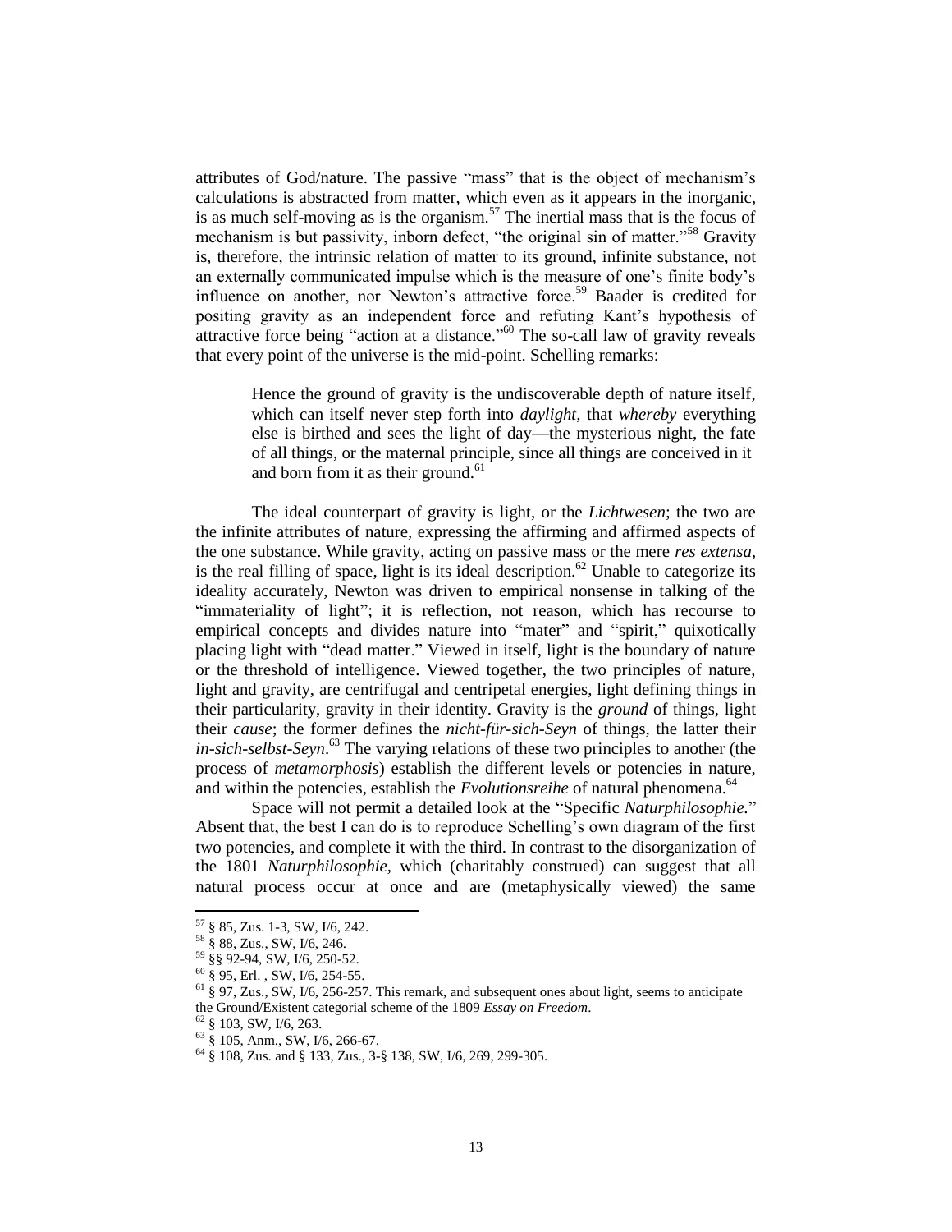attributes of God/nature. The passive "mass" that is the object of mechanism's calculations is abstracted from matter, which even as it appears in the inorganic, is as much self-moving as is the organism.[57] The inertial mass that is the focus of mechanism is but passivity, inborn defect, "the original sin of matter."[58] Gravity is, therefore, the intrinsic relation of matter to its ground, infinite substance, not an externally communicated impulse which is the measure of one's finite body's influence on another, nor Newton's attractive force.[59] Baader is credited for positing gravity as an independent force and refuting Kant's hypothesis of attractive force being "action at a distance."[60] The so-call law of gravity reveals that every point of the universe is the mid-point. Schelling remarks:

> Hence the ground of gravity is the undiscoverable depth of nature itself, which can itself never step forth into *daylight*, that *whereby* everything else is birthed and sees the light of day—the mysterious night, the fate of all things, or the maternal principle, since all things are conceived in it and born from it as their ground.[61]

The ideal counterpart of gravity is light, or the *Lichtwesen*; the two are the infinite attributes of nature, expressing the affirming and affirmed aspects of the one substance. While gravity, acting on passive mass or the mere *res extensa*, is the real filling of space, light is its ideal description.[62] Unable to categorize its ideality accurately, Newton was driven to empirical nonsense in talking of the "immateriality of light"; it is reflection, not reason, which has recourse to empirical concepts and divides nature into "mater" and "spirit," quixotically placing light with "dead matter." Viewed in itself, light is the boundary of nature or the threshold of intelligence. Viewed together, the two principles of nature, light and gravity, are centrifugal and centripetal energies, light defining things in their particularity, gravity in their identity. Gravity is the *ground* of things, light their *cause*; the former defines the *nicht-für-sich-Seyn* of things, the latter their *in-sich-selbst-Seyn*.[63] The varying relations of these two principles to another (the process of *metamorphosis*) establish the different levels or potencies in nature, and within the potencies, establish the *Evolutionsreihe* of natural phenomena.[64]

Space will not permit a detailed look at the "Specific *Naturphilosophie.*" Absent that, the best I can do is to reproduce Schelling's own diagram of the first two potencies, and complete it with the third. In contrast to the disorganization of the 1801 *Naturphilosophie*, which (charitably construed) can suggest that all natural process occur at once and are (metaphysically viewed) the same

---

[57] § 85, Zus. 1-3, SW, I/6, 242.

[58] § 88, Zus., SW, I/6, 246.

[59] §§ 92-94, SW, I/6, 250-52.

[60] § 95, Erl. , SW, I/6, 254-55.

[61] § 97, Zus., SW, I/6, 256-257. This remark, and subsequent ones about light, seems to anticipate the Ground/Existent categorial scheme of the 1809 *Essay on Freedom*.

[62] § 103, SW, I/6, 263.

[63] § 105, Anm., SW, I/6, 266-67.

[64] § 108, Zus. and § 133, Zus., 3-§ 138, SW, I/6, 269, 299-305.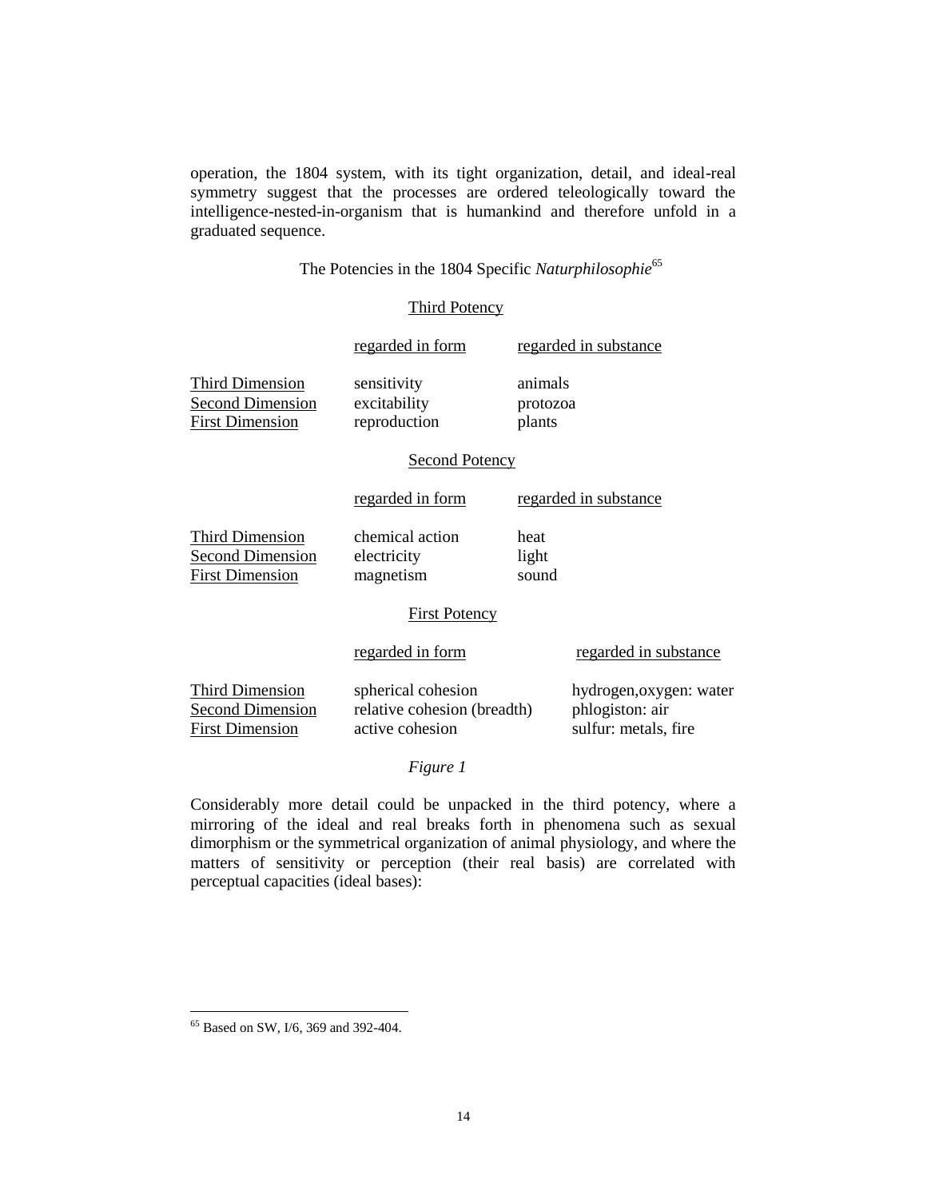operation, the 1804 system, with its tight organization, detail, and ideal-real symmetry suggest that the processes are ordered teleologically toward the intelligence-nested-in-organism that is humankind and therefore unfold in a graduated sequence.

The Potencies in the 1804 Specific *Naturphilosophie*[65]

**Third Potency**

| | regarded in form | regarded in substance |
|---|---|---|
| Third Dimension | sensitivity | animals |
| Second Dimension | excitability | protozoa |
| First Dimension | reproduction | plants |

**Second Potency**

| | regarded in form | regarded in substance |
|---|---|---|
| Third Dimension | chemical action | heat |
| Second Dimension | electricity | light |
| First Dimension | magnetism | sound |

**First Potency**

| | regarded in form | regarded in substance |
|---|---|---|
| Third Dimension | spherical cohesion | hydrogen,oxygen: water |
| Second Dimension | relative cohesion (breadth) | phlogiston: air |
| First Dimension | active cohesion | sulfur: metals, fire |

*Figure 1*

Considerably more detail could be unpacked in the third potency, where a mirroring of the ideal and real breaks forth in phenomena such as sexual dimorphism or the symmetrical organization of animal physiology, and where the matters of sensitivity or perception (their real basis) are correlated with perceptual capacities (ideal bases):

---

[65] Based on SW, I/6, 369 and 392-404.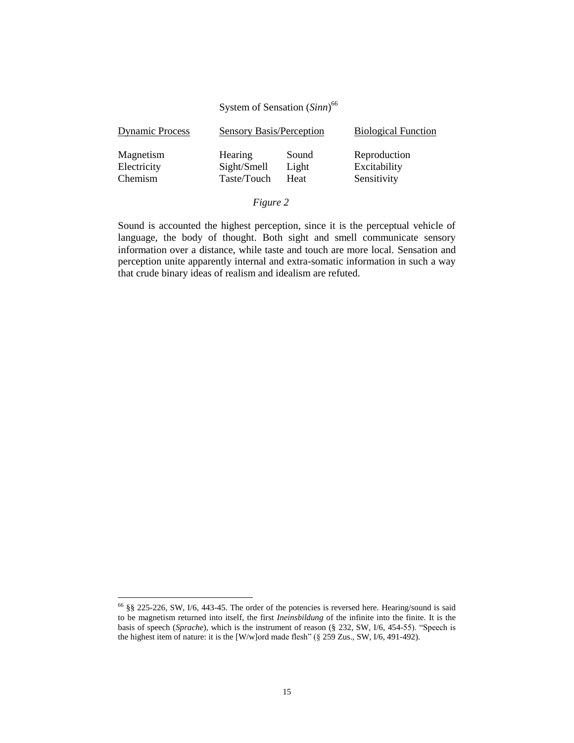System of Sensation (*Sinn*)[66]

| Dynamic Process | Sensory Basis/Perception | | Biological Function |
|---|---|---|---|
| Magnetism | Hearing | Sound | Reproduction |
| Electricity | Sight/Smell | Light | Excitability |
| Chemism | Taste/Touch | Heat | Sensitivity |

*Figure 2*

Sound is accounted the highest perception, since it is the perceptual vehicle of language, the body of thought. Both sight and smell communicate sensory information over a distance, while taste and touch are more local. Sensation and perception unite apparently internal and extra-somatic information in such a way that crude binary ideas of realism and idealism are refuted.

---

[66] §§ 225-226, SW, I/6, 443-45. The order of the potencies is reversed here. Hearing/sound is said to be magnetism returned into itself, the first *Ineinsbildung* of the infinite into the finite. It is the basis of speech (*Sprache*), which is the instrument of reason (§ 232, SW, I/6, 454-55). "Speech is the highest item of nature: it is the [W/w]ord made flesh" (§ 259 Zus., SW, I/6, 491-492).